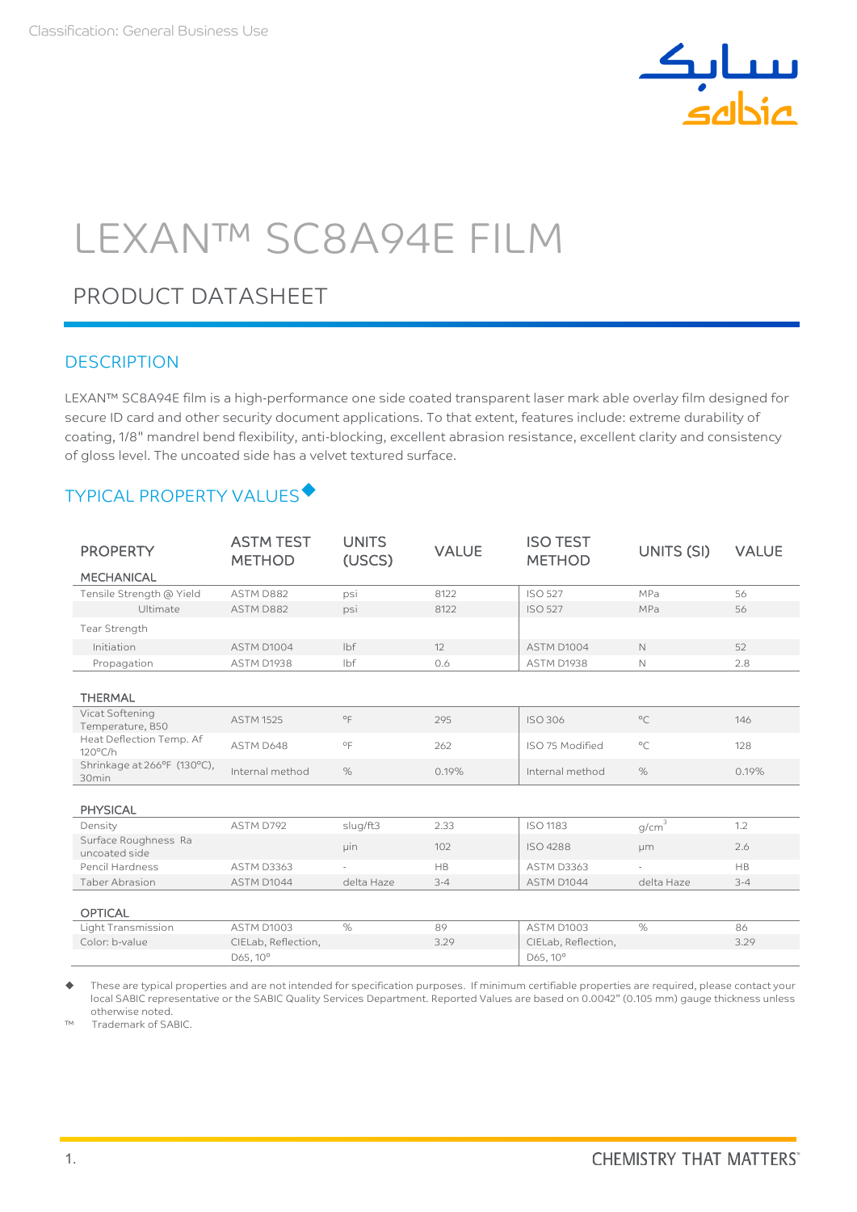Classification: General Business Use

# LEXAN™ SC8A94E FILM

## PRODUCT DATASHEET

### DESCRIPTION

LEXAN™ SC8A94E film is a high-performance one side coated transparent laser mark able overlay film designed for secure ID card and other security document applications. To that extent, features include: extreme durability of coating, 1/8" mandrel bend flexibility, anti-blocking, excellent abrasion resistance, excellent clarity and consistency of gloss level. The uncoated side has a velvet textured surface.

### TYPICAL PROPERTY VALUES◆

| PROPERTY | ASTM TEST METHOD | UNITS (USCS) | VALUE | ISO TEST METHOD | UNITS (SI) | VALUE |
|---|---|---|---|---|---|---|
| **MECHANICAL** | | | | | | |
| Tensile Strength @ Yield | ASTM D882 | psi | 8122 | ISO 527 | MPa | 56 |
| Ultimate | ASTM D882 | psi | 8122 | ISO 527 | MPa | 56 |
| Tear Strength | | | | | | |
| Initiation | ASTM D1004 | lbf | 12 | ASTM D1004 | N | 52 |
| Propagation | ASTM D1938 | lbf | 0.6 | ASTM D1938 | N | 2.8 |
| **THERMAL** | | | | | | |
| Vicat Softening Temperature, B50 | ASTM 1525 | °F | 295 | ISO 306 | °C | 146 |
| Heat Deflection Temp. Af 120°C/h | ASTM D648 | °F | 262 | ISO 75 Modified | °C | 128 |
| Shrinkage at 266°F (130°C), 30min | Internal method | % | 0.19% | Internal method | % | 0.19% |
| **PHYSICAL** | | | | | | |
| Density | ASTM D792 | slug/ft3 | 2.33 | ISO 1183 | $g/cm^3$ | 1.2 |
| Surface Roughness Ra uncoated side | | µin | 102 | ISO 4288 | µm | 2.6 |
| Pencil Hardness | ASTM D3363 | - | HB | ASTM D3363 | - | HB |
| Taber Abrasion | ASTM D1044 | delta Haze | 3-4 | ASTM D1044 | delta Haze | 3-4 |
| **OPTICAL** | | | | | | |
| Light Transmission | ASTM D1003 | % | 89 | ASTM D1003 | % | 86 |
| Color: b-value | CIELab, Reflection, D65, 10° | | 3.29 | CIELab, Reflection, D65, 10° | | 3.29 |

◆ These are typical properties and are not intended for specification purposes. If minimum certifiable properties are required, please contact your local SABIC representative or the SABIC Quality Services Department. Reported Values are based on 0.0042" (0.105 mm) gauge thickness unless otherwise noted.

™ Trademark of SABIC.

CHEMISTRY THAT MATTERS™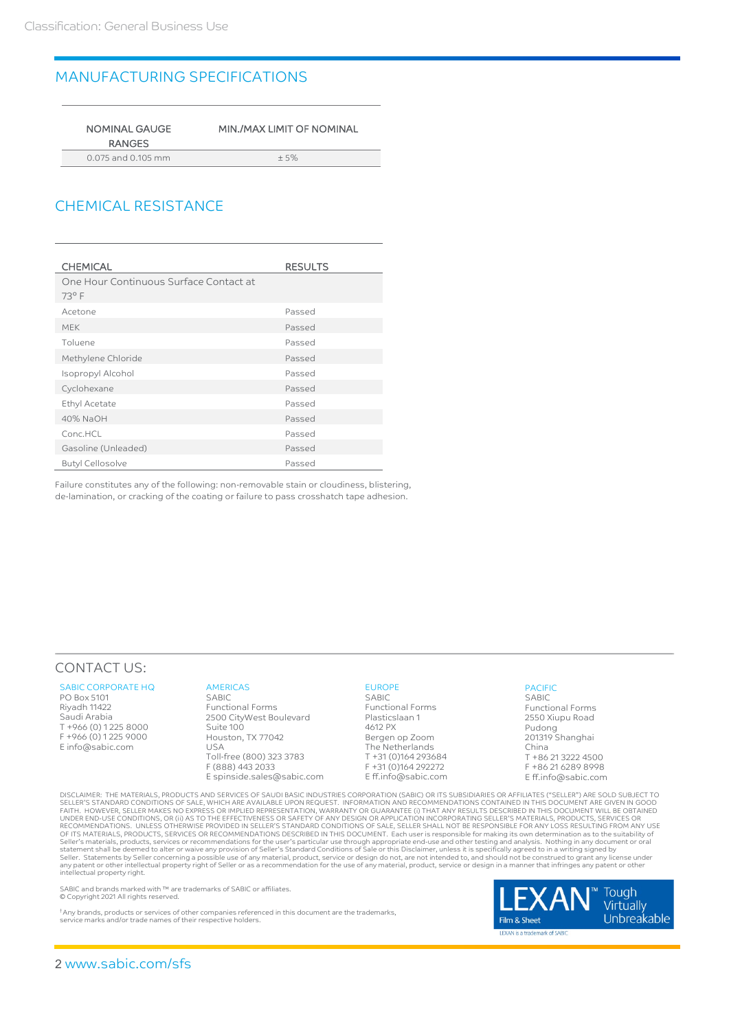## MANUFACTURING SPECIFICATIONS

| NOMINAL GAUGE RANGES | MIN./MAX LIMIT OF NOMINAL |
|---|---|
| 0.075 and 0.105 mm | ± 5% |

## CHEMICAL RESISTANCE

| CHEMICAL | RESULTS |
|---|---|
| One Hour Continuous Surface Contact at 73° F | |
| Acetone | Passed |
| MEK | Passed |
| Toluene | Passed |
| Methylene Chloride | Passed |
| Isopropyl Alcohol | Passed |
| Cyclohexane | Passed |
| Ethyl Acetate | Passed |
| 40% NaOH | Passed |
| Conc.HCL | Passed |
| Gasoline (Unleaded) | Passed |
| Butyl Cellosolve | Passed |

Failure constitutes any of the following: non-removable stain or cloudiness, blistering, de-lamination, or cracking of the coating or failure to pass crosshatch tape adhesion.

## CONTACT US:

**SABIC CORPORATE HQ**
PO Box 5101
Riyadh 11422
Saudi Arabia
T +966 (0) 1 225 8000
F +966 (0) 1 225 9000
E info@sabic.com

**AMERICAS**
SABIC
Functional Forms
2500 CityWest Boulevard
Suite 100
Houston, TX 77042
USA
Toll-free (800) 323 3783
F (888) 443 2033
E spinside.sales@sabic.com

**EUROPE**
SABIC
Functional Forms
Plasticslaan 1
4612 PX
Bergen op Zoom
The Netherlands
T +31 (0)164 293684
F +31 (0)164 292272
E ff.info@sabic.com

**PACIFIC**
SABIC
Functional Forms
2550 Xiupu Road
Pudong
201319 Shanghai
China
T +86 21 3222 4500
F +86 21 6289 8998
E ff.info@sabic.com

DISCLAIMER: THE MATERIALS, PRODUCTS AND SERVICES OF SAUDI BASIC INDUSTRIES CORPORATION (SABIC) OR ITS SUBSIDIARIES OR AFFILIATES ("SELLER") ARE SOLD SUBJECT TO SELLER'S STANDARD CONDITIONS OF SALE, WHICH ARE AVAILABLE UPON REQUEST. INFORMATION AND RECOMMENDATIONS CONTAINED IN THIS DOCUMENT ARE GIVEN IN GOOD FAITH. HOWEVER, SELLER MAKES NO EXPRESS OR IMPLIED REPRESENTATION, WARRANTY OR GUARANTEE (i) THAT ANY RESULTS DESCRIBED IN THIS DOCUMENT WILL BE OBTAINED UNDER END-USE CONDITIONS, OR (ii) AS TO THE EFFECTIVENESS OR SAFETY OF ANY DESIGN OR APPLICATION INCORPORATING SELLER'S MATERIALS, PRODUCTS, SERVICES OR RECOMMENDATIONS. UNLESS OTHERWISE PROVIDED IN SELLER'S STANDARD CONDITIONS OF SALE, SELLER SHALL NOT BE RESPONSIBLE FOR ANY LOSS RESULTING FROM ANY USE OF ITS MATERIALS, PRODUCTS, SERVICES OR RECOMMENDATIONS DESCRIBED IN THIS DOCUMENT. Each user is responsible for making its own determination as to the suitability of Seller's materials, products, services or recommendations for the user's particular use through appropriate end-use and other testing and analysis. Nothing in any document or oral statement shall be deemed to alter or waive any provision of Seller's Standard Conditions of Sale or this Disclaimer, unless it is specifically agreed to in a writing signed by Seller. Statements by Seller concerning a possible use of any material, product, service or design do not, are not intended to, and should not be construed to grant any license under any patent or other intellectual property right of Seller or as a recommendation for the use of any material, product, service or design in a manner that infringes any patent or other intellectual property right.

SABIC and brands marked with ™ are trademarks of SABIC or affiliates.
© Copyright 2021 All rights reserved.

[†] Any brands, products or services of other companies referenced in this document are the trademarks, service marks and/or trade names of their respective holders.

LEXAN™ Film & Sheet — Tough Virtually Unbreakable
LEXAN is a trademark of SABIC

www.sabic.com/sfs